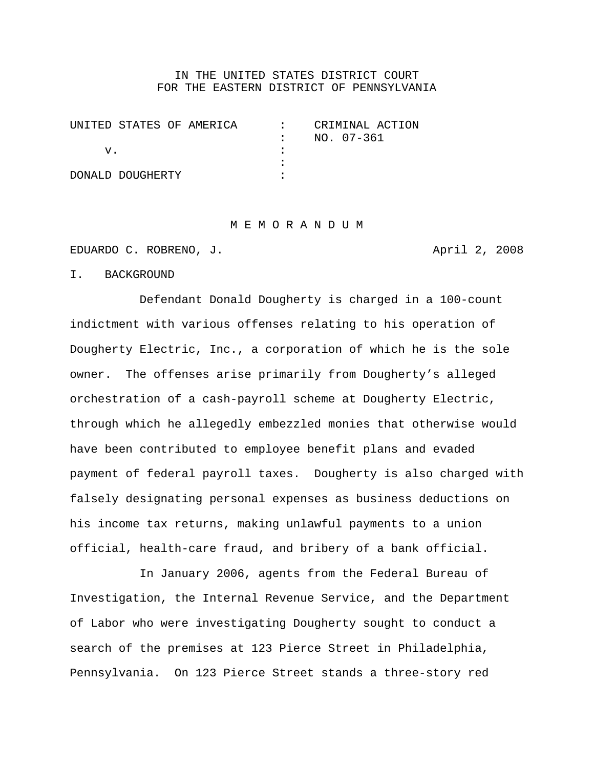IN THE UNITED STATES DISTRICT COURT
FOR THE EASTERN DISTRICT OF PENNSYLVANIA

| | | |
|---|---|---|
| UNITED STATES OF AMERICA | : | CRIMINAL ACTION |
| | : | NO. 07-361 |
| v. | : | |
| | : | |
| DONALD DOUGHERTY | : | |

# M E M O R A N D U M

EDUARDO C. ROBRENO, J. April 2, 2008

## I. BACKGROUND

Defendant Donald Dougherty is charged in a 100-count indictment with various offenses relating to his operation of Dougherty Electric, Inc., a corporation of which he is the sole owner. The offenses arise primarily from Dougherty's alleged orchestration of a cash-payroll scheme at Dougherty Electric, through which he allegedly embezzled monies that otherwise would have been contributed to employee benefit plans and evaded payment of federal payroll taxes. Dougherty is also charged with falsely designating personal expenses as business deductions on his income tax returns, making unlawful payments to a union official, health-care fraud, and bribery of a bank official.

In January 2006, agents from the Federal Bureau of Investigation, the Internal Revenue Service, and the Department of Labor who were investigating Dougherty sought to conduct a search of the premises at 123 Pierce Street in Philadelphia, Pennsylvania. On 123 Pierce Street stands a three-story red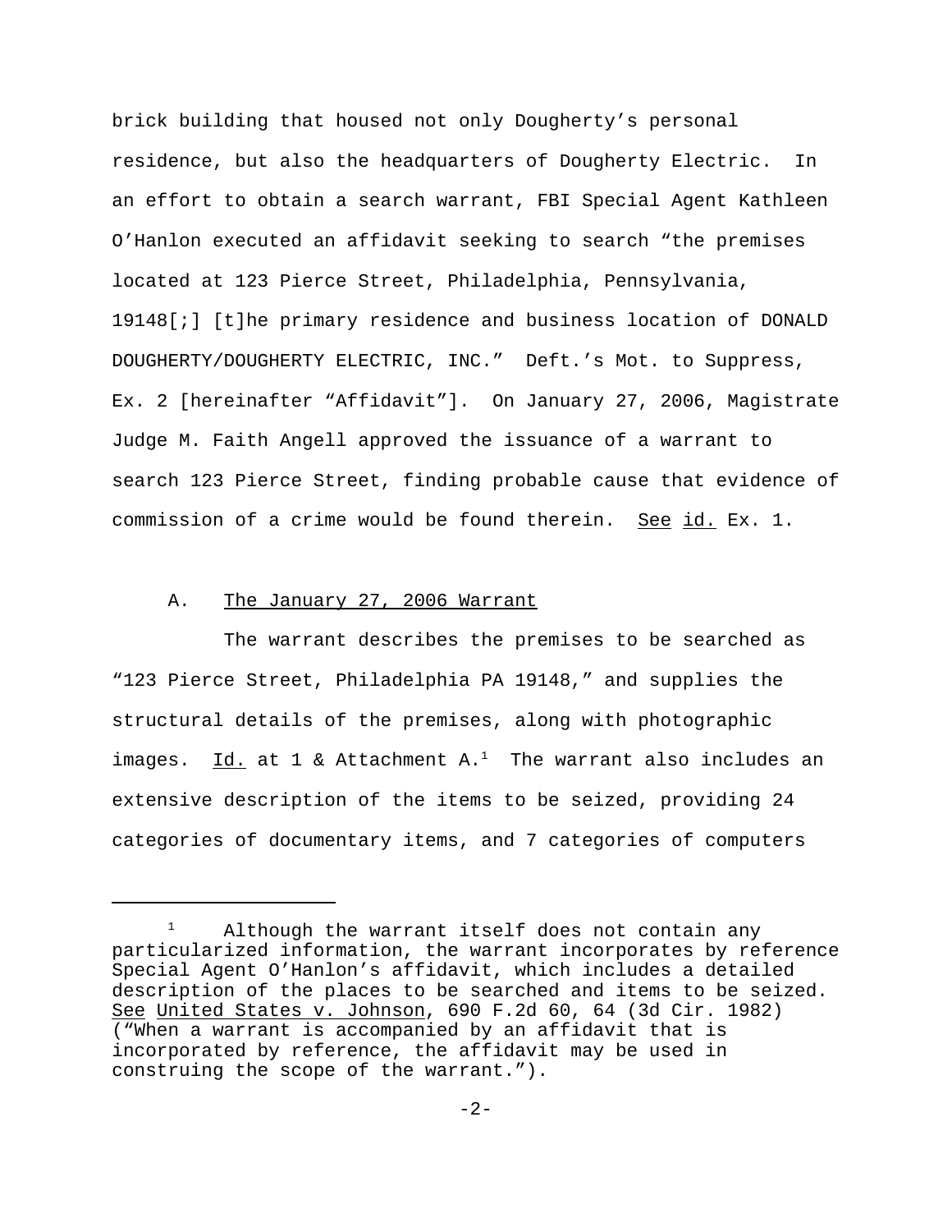brick building that housed not only Dougherty's personal residence, but also the headquarters of Dougherty Electric. In an effort to obtain a search warrant, FBI Special Agent Kathleen O'Hanlon executed an affidavit seeking to search "the premises located at 123 Pierce Street, Philadelphia, Pennsylvania, 19148[;] [t]he primary residence and business location of DONALD DOUGHERTY/DOUGHERTY ELECTRIC, INC." Deft.'s Mot. to Suppress, Ex. 2 [hereinafter "Affidavit"]. On January 27, 2006, Magistrate Judge M. Faith Angell approved the issuance of a warrant to search 123 Pierce Street, finding probable cause that evidence of commission of a crime would be found therein. See id. Ex. 1.

A. The January 27, 2006 Warrant

The warrant describes the premises to be searched as "123 Pierce Street, Philadelphia PA 19148," and supplies the structural details of the premises, along with photographic images. Id. at 1 & Attachment A.[1] The warrant also includes an extensive description of the items to be seized, providing 24 categories of documentary items, and 7 categories of computers

[1] Although the warrant itself does not contain any particularized information, the warrant incorporates by reference Special Agent O'Hanlon's affidavit, which includes a detailed description of the places to be searched and items to be seized. See United States v. Johnson, 690 F.2d 60, 64 (3d Cir. 1982) ("When a warrant is accompanied by an affidavit that is incorporated by reference, the affidavit may be used in construing the scope of the warrant.").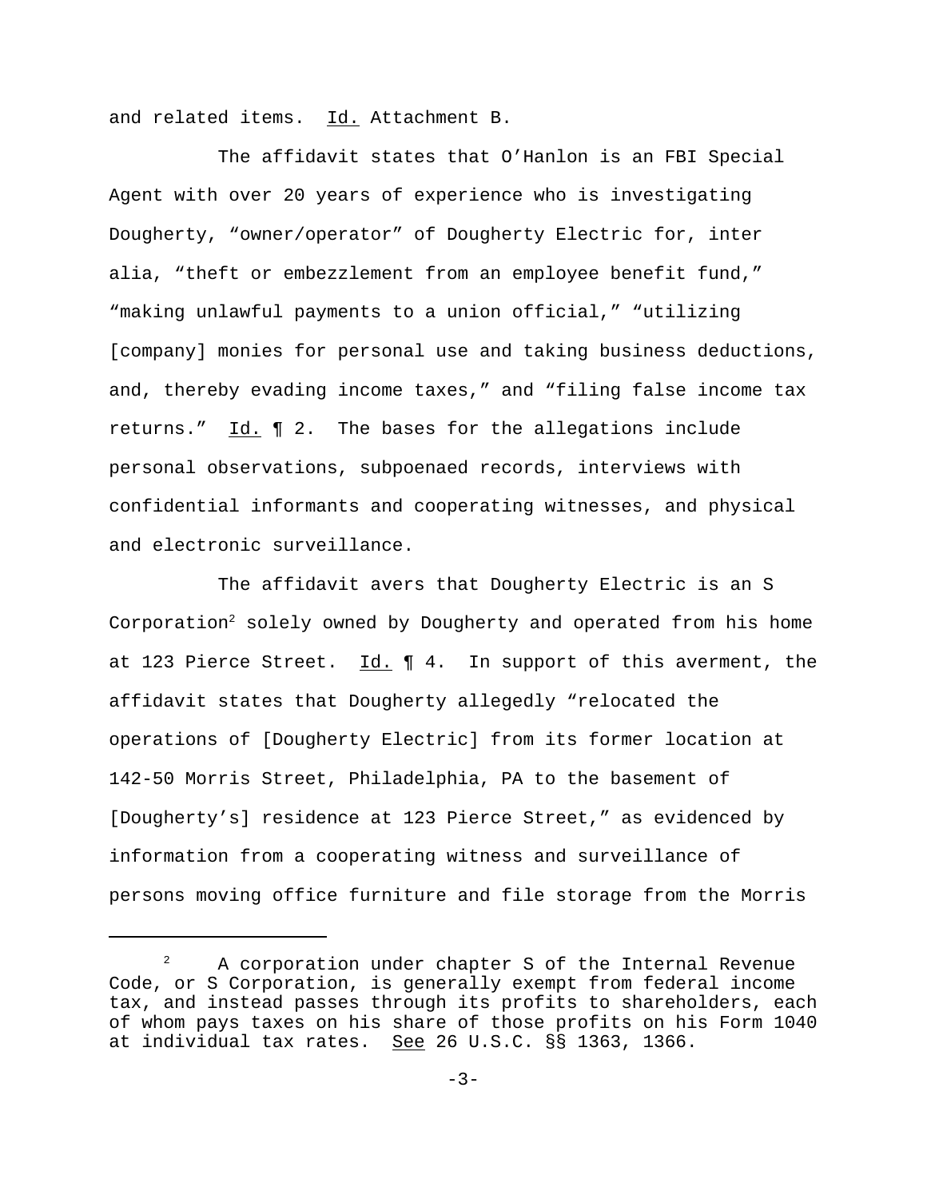and related items. Id. Attachment B.

The affidavit states that O'Hanlon is an FBI Special Agent with over 20 years of experience who is investigating Dougherty, "owner/operator" of Dougherty Electric for, inter alia, "theft or embezzlement from an employee benefit fund," "making unlawful payments to a union official," "utilizing [company] monies for personal use and taking business deductions, and, thereby evading income taxes," and "filing false income tax returns." Id. ¶ 2. The bases for the allegations include personal observations, subpoenaed records, interviews with confidential informants and cooperating witnesses, and physical and electronic surveillance.

The affidavit avers that Dougherty Electric is an S Corporation[2] solely owned by Dougherty and operated from his home at 123 Pierce Street. Id. ¶ 4. In support of this averment, the affidavit states that Dougherty allegedly "relocated the operations of [Dougherty Electric] from its former location at 142-50 Morris Street, Philadelphia, PA to the basement of [Dougherty's] residence at 123 Pierce Street," as evidenced by information from a cooperating witness and surveillance of persons moving office furniture and file storage from the Morris

---

[2] A corporation under chapter S of the Internal Revenue Code, or S Corporation, is generally exempt from federal income tax, and instead passes through its profits to shareholders, each of whom pays taxes on his share of those profits on his Form 1040 at individual tax rates. See 26 U.S.C. §§ 1363, 1366.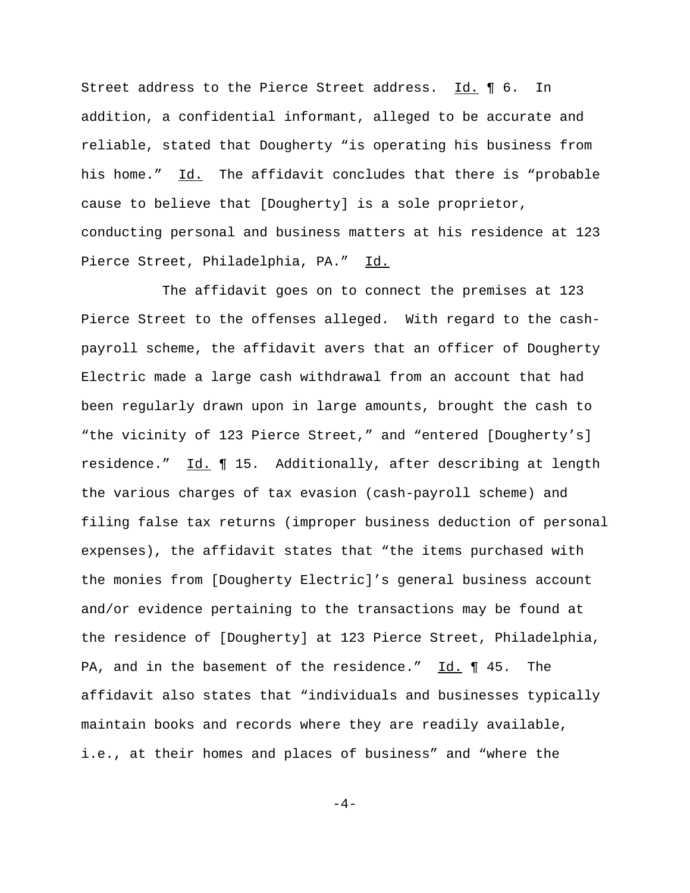Street address to the Pierce Street address. Id. ¶ 6. In addition, a confidential informant, alleged to be accurate and reliable, stated that Dougherty "is operating his business from his home." Id. The affidavit concludes that there is "probable cause to believe that [Dougherty] is a sole proprietor, conducting personal and business matters at his residence at 123 Pierce Street, Philadelphia, PA." Id.

The affidavit goes on to connect the premises at 123 Pierce Street to the offenses alleged. With regard to the cash-payroll scheme, the affidavit avers that an officer of Dougherty Electric made a large cash withdrawal from an account that had been regularly drawn upon in large amounts, brought the cash to "the vicinity of 123 Pierce Street," and "entered [Dougherty's] residence." Id. ¶ 15. Additionally, after describing at length the various charges of tax evasion (cash-payroll scheme) and filing false tax returns (improper business deduction of personal expenses), the affidavit states that "the items purchased with the monies from [Dougherty Electric]'s general business account and/or evidence pertaining to the transactions may be found at the residence of [Dougherty] at 123 Pierce Street, Philadelphia, PA, and in the basement of the residence." Id. ¶ 45. The affidavit also states that "individuals and businesses typically maintain books and records where they are readily available, i.e., at their homes and places of business" and "where the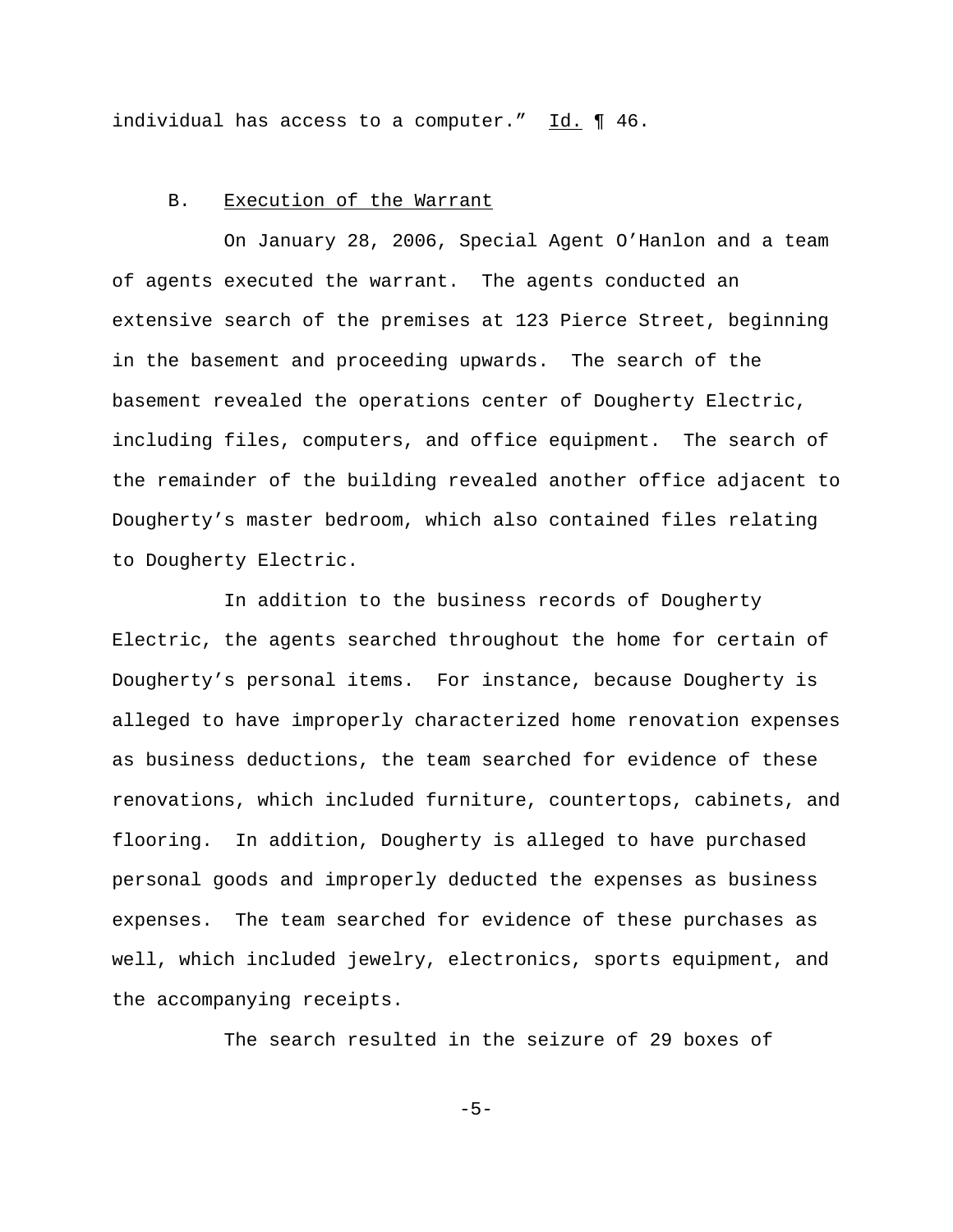individual has access to a computer." Id. ¶ 46.

### B. Execution of the Warrant

On January 28, 2006, Special Agent O'Hanlon and a team of agents executed the warrant. The agents conducted an extensive search of the premises at 123 Pierce Street, beginning in the basement and proceeding upwards. The search of the basement revealed the operations center of Dougherty Electric, including files, computers, and office equipment. The search of the remainder of the building revealed another office adjacent to Dougherty's master bedroom, which also contained files relating to Dougherty Electric.

In addition to the business records of Dougherty Electric, the agents searched throughout the home for certain of Dougherty's personal items. For instance, because Dougherty is alleged to have improperly characterized home renovation expenses as business deductions, the team searched for evidence of these renovations, which included furniture, countertops, cabinets, and flooring. In addition, Dougherty is alleged to have purchased personal goods and improperly deducted the expenses as business expenses. The team searched for evidence of these purchases as well, which included jewelry, electronics, sports equipment, and the accompanying receipts.

The search resulted in the seizure of 29 boxes of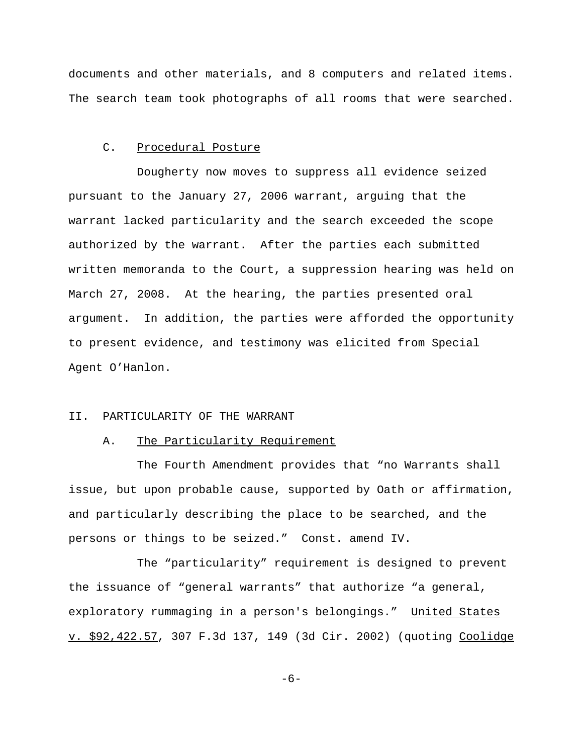documents and other materials, and 8 computers and related items. The search team took photographs of all rooms that were searched.

### C. Procedural Posture

Dougherty now moves to suppress all evidence seized pursuant to the January 27, 2006 warrant, arguing that the warrant lacked particularity and the search exceeded the scope authorized by the warrant. After the parties each submitted written memoranda to the Court, a suppression hearing was held on March 27, 2008. At the hearing, the parties presented oral argument. In addition, the parties were afforded the opportunity to present evidence, and testimony was elicited from Special Agent O'Hanlon.

## II. PARTICULARITY OF THE WARRANT

### A. The Particularity Requirement

The Fourth Amendment provides that "no Warrants shall issue, but upon probable cause, supported by Oath or affirmation, and particularly describing the place to be searched, and the persons or things to be seized." Const. amend IV.

The "particularity" requirement is designed to prevent the issuance of "general warrants" that authorize "a general, exploratory rummaging in a person's belongings." United States v. $92,422.57, 307 F.3d 137, 149 (3d Cir. 2002) (quoting Coolidge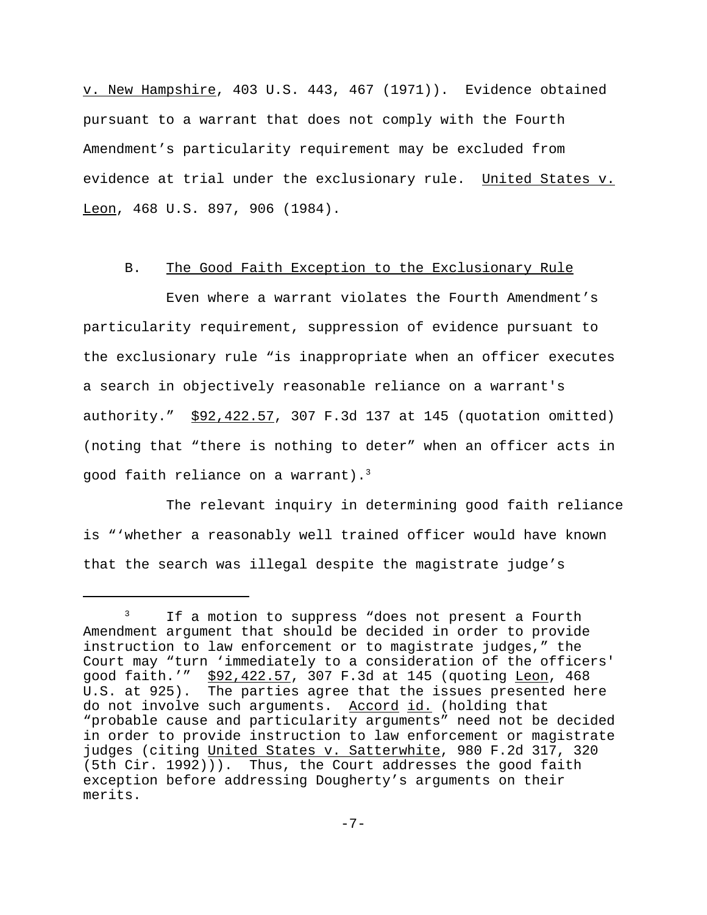v. New Hampshire, 403 U.S. 443, 467 (1971)). Evidence obtained pursuant to a warrant that does not comply with the Fourth Amendment's particularity requirement may be excluded from evidence at trial under the exclusionary rule. United States v. Leon, 468 U.S. 897, 906 (1984).

## B. The Good Faith Exception to the Exclusionary Rule

Even where a warrant violates the Fourth Amendment's particularity requirement, suppression of evidence pursuant to the exclusionary rule "is inappropriate when an officer executes a search in objectively reasonable reliance on a warrant's authority." $92,422.57, 307 F.3d 137 at 145 (quotation omitted) (noting that "there is nothing to deter" when an officer acts in good faith reliance on a warrant).[3]

The relevant inquiry in determining good faith reliance is "'whether a reasonably well trained officer would have known that the search was illegal despite the magistrate judge's

---

[3] If a motion to suppress "does not present a Fourth Amendment argument that should be decided in order to provide instruction to law enforcement or to magistrate judges," the Court may "turn 'immediately to a consideration of the officers' good faith.'" $92,422.57, 307 F.3d at 145 (quoting Leon, 468 U.S. at 925). The parties agree that the issues presented here do not involve such arguments. Accord id. (holding that "probable cause and particularity arguments" need not be decided in order to provide instruction to law enforcement or magistrate judges (citing United States v. Satterwhite, 980 F.2d 317, 320 (5th Cir. 1992))). Thus, the Court addresses the good faith exception before addressing Dougherty's arguments on their merits.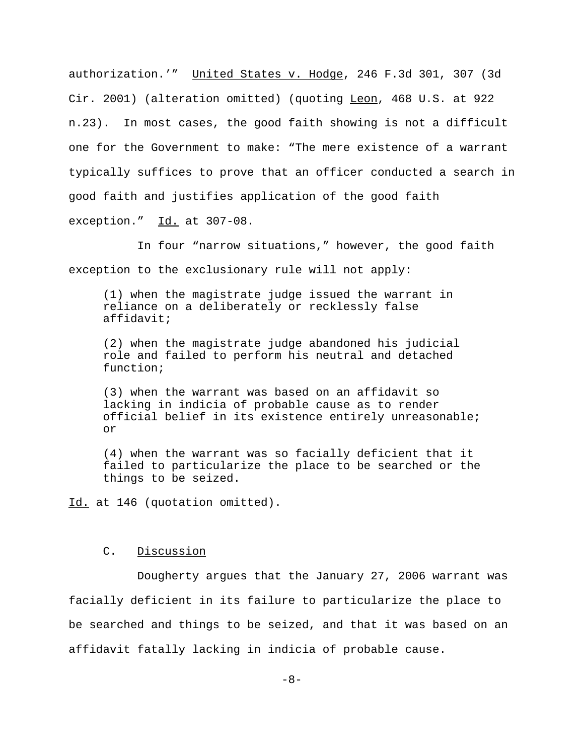authorization.'" <u>United States v. Hodge</u>, 246 F.3d 301, 307 (3d Cir. 2001) (alteration omitted) (quoting <u>Leon</u>, 468 U.S. at 922 n.23). In most cases, the good faith showing is not a difficult one for the Government to make: "The mere existence of a warrant typically suffices to prove that an officer conducted a search in good faith and justifies application of the good faith exception." <u>Id.</u> at 307-08.

In four "narrow situations," however, the good faith exception to the exclusionary rule will not apply:

> (1) when the magistrate judge issued the warrant in reliance on a deliberately or recklessly false affidavit;
>
> (2) when the magistrate judge abandoned his judicial role and failed to perform his neutral and detached function;
>
> (3) when the warrant was based on an affidavit so lacking in indicia of probable cause as to render official belief in its existence entirely unreasonable; or
>
> (4) when the warrant was so facially deficient that it failed to particularize the place to be searched or the things to be seized.

<u>Id.</u> at 146 (quotation omitted).

### C. <u>Discussion</u>

Dougherty argues that the January 27, 2006 warrant was facially deficient in its failure to particularize the place to be searched and things to be seized, and that it was based on an affidavit fatally lacking in indicia of probable cause.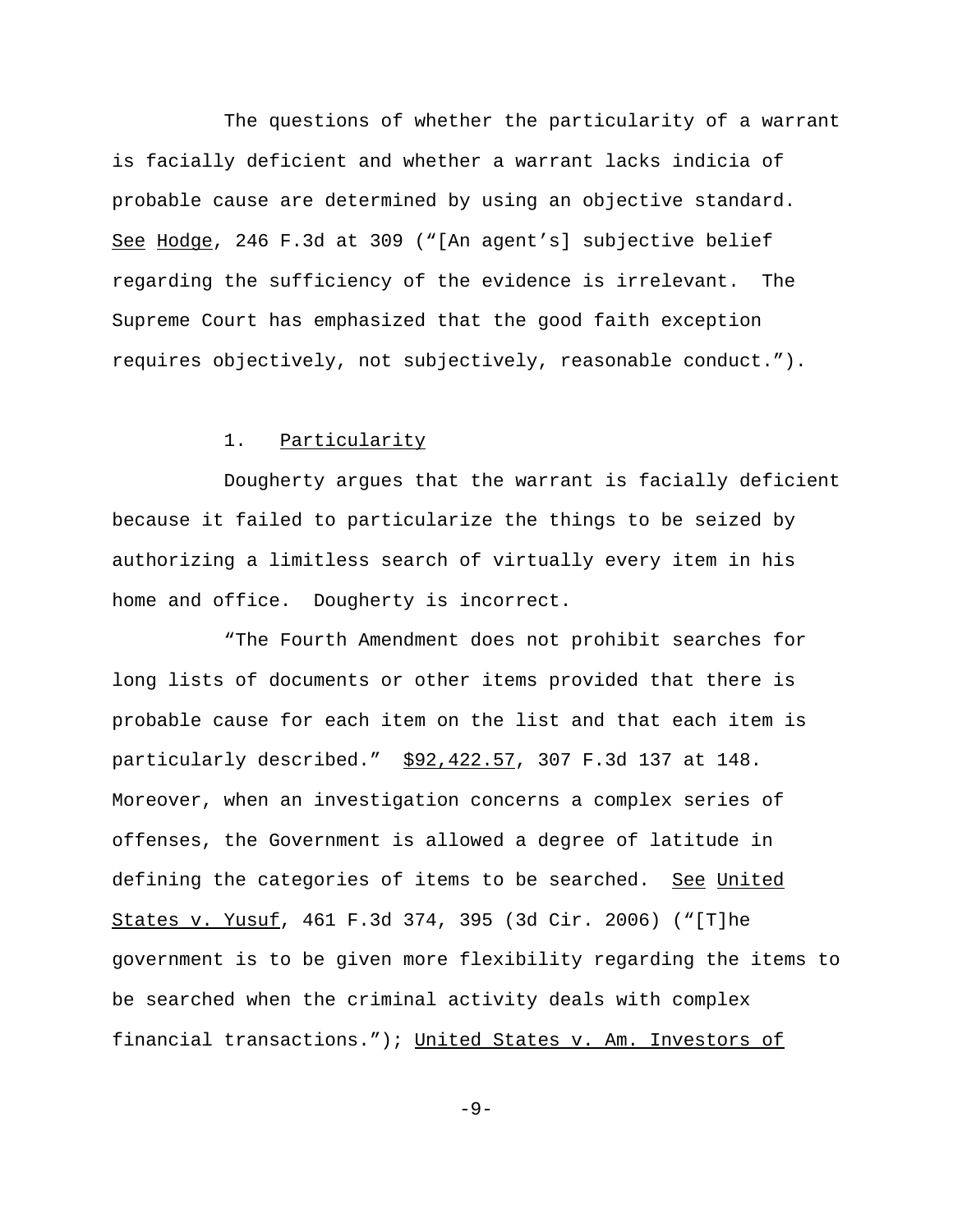The questions of whether the particularity of a warrant is facially deficient and whether a warrant lacks indicia of probable cause are determined by using an objective standard. _See_ _Hodge_, 246 F.3d at 309 ("[An agent's] subjective belief regarding the sufficiency of the evidence is irrelevant. The Supreme Court has emphasized that the good faith exception requires objectively, not subjectively, reasonable conduct.").

1. Particularity

Dougherty argues that the warrant is facially deficient because it failed to particularize the things to be seized by authorizing a limitless search of virtually every item in his home and office. Dougherty is incorrect.

"The Fourth Amendment does not prohibit searches for long lists of documents or other items provided that there is probable cause for each item on the list and that each item is particularly described." _$92,422.57_, 307 F.3d 137 at 148. Moreover, when an investigation concerns a complex series of offenses, the Government is allowed a degree of latitude in defining the categories of items to be searched. _See_ _United States v. Yusuf_, 461 F.3d 374, 395 (3d Cir. 2006) ("[T]he government is to be given more flexibility regarding the items to be searched when the criminal activity deals with complex financial transactions."); _United States v. Am. Investors of_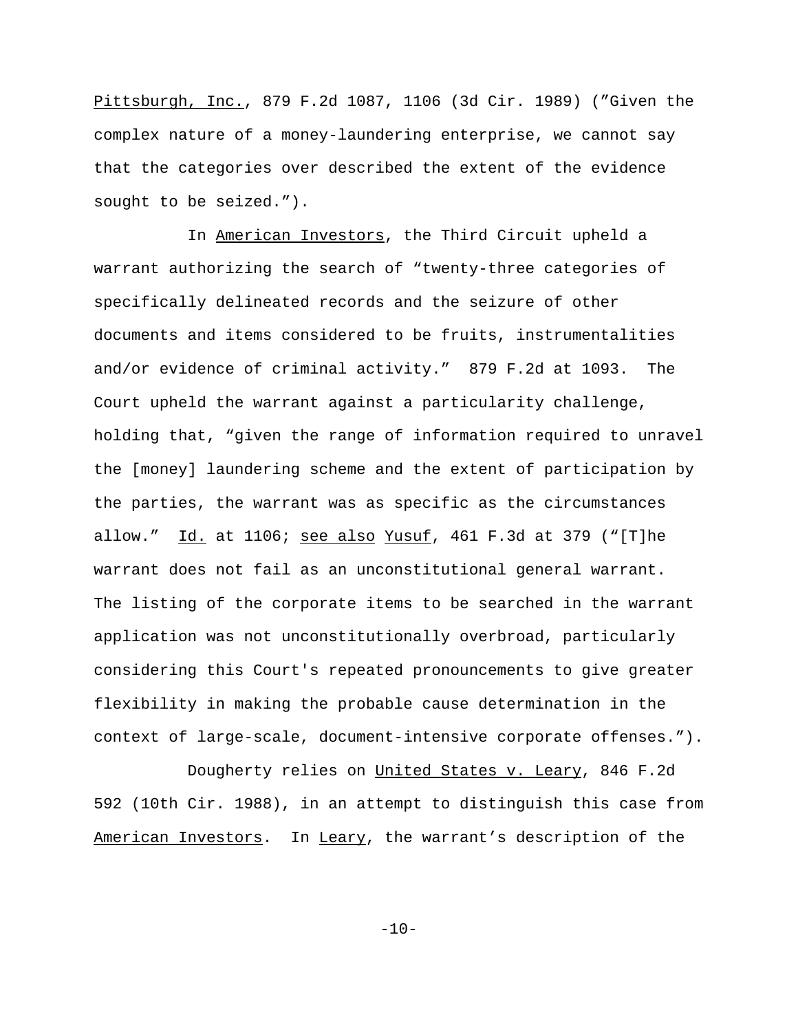Pittsburgh, Inc., 879 F.2d 1087, 1106 (3d Cir. 1989) ("Given the complex nature of a money-laundering enterprise, we cannot say that the categories over described the extent of the evidence sought to be seized.").

In American Investors, the Third Circuit upheld a warrant authorizing the search of "twenty-three categories of specifically delineated records and the seizure of other documents and items considered to be fruits, instrumentalities and/or evidence of criminal activity." 879 F.2d at 1093. The Court upheld the warrant against a particularity challenge, holding that, "given the range of information required to unravel the [money] laundering scheme and the extent of participation by the parties, the warrant was as specific as the circumstances allow." Id. at 1106; see also Yusuf, 461 F.3d at 379 ("[T]he warrant does not fail as an unconstitutional general warrant. The listing of the corporate items to be searched in the warrant application was not unconstitutionally overbroad, particularly considering this Court's repeated pronouncements to give greater flexibility in making the probable cause determination in the context of large-scale, document-intensive corporate offenses.").

Dougherty relies on United States v. Leary, 846 F.2d 592 (10th Cir. 1988), in an attempt to distinguish this case from American Investors. In Leary, the warrant's description of the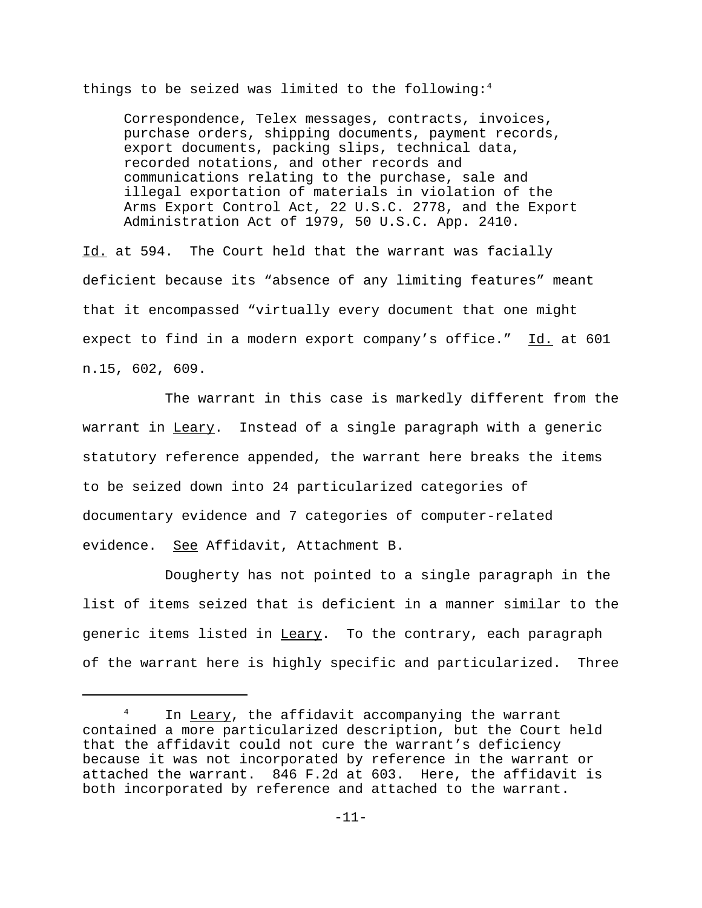things to be seized was limited to the following:[4]

> Correspondence, Telex messages, contracts, invoices, purchase orders, shipping documents, payment records, export documents, packing slips, technical data, recorded notations, and other records and communications relating to the purchase, sale and illegal exportation of materials in violation of the Arms Export Control Act, 22 U.S.C. 2778, and the Export Administration Act of 1979, 50 U.S.C. App. 2410.

Id. at 594. The Court held that the warrant was facially deficient because its "absence of any limiting features" meant that it encompassed "virtually every document that one might expect to find in a modern export company's office." Id. at 601 n.15, 602, 609.

The warrant in this case is markedly different from the warrant in Leary. Instead of a single paragraph with a generic statutory reference appended, the warrant here breaks the items to be seized down into 24 particularized categories of documentary evidence and 7 categories of computer-related evidence. See Affidavit, Attachment B.

Dougherty has not pointed to a single paragraph in the list of items seized that is deficient in a manner similar to the generic items listed in Leary. To the contrary, each paragraph of the warrant here is highly specific and particularized. Three

---

[4] In Leary, the affidavit accompanying the warrant contained a more particularized description, but the Court held that the affidavit could not cure the warrant's deficiency because it was not incorporated by reference in the warrant or attached the warrant. 846 F.2d at 603. Here, the affidavit is both incorporated by reference and attached to the warrant.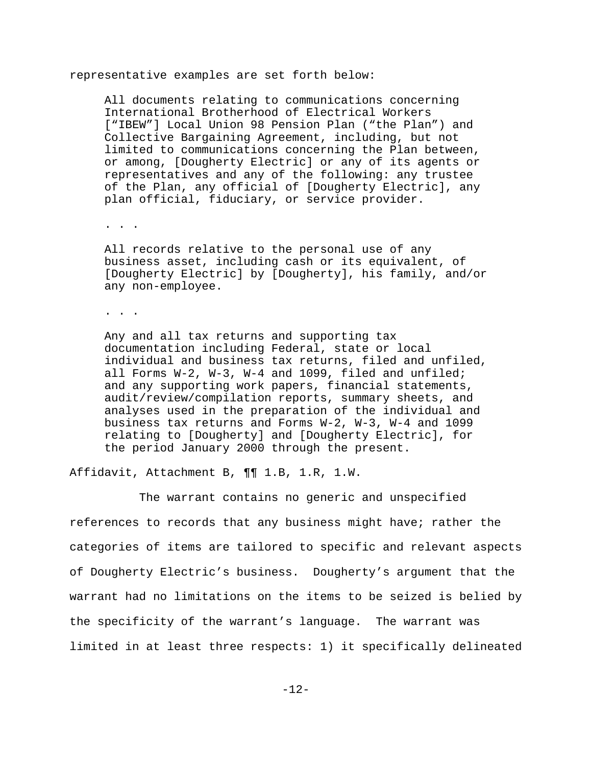representative examples are set forth below:

> All documents relating to communications concerning International Brotherhood of Electrical Workers ["IBEW"] Local Union 98 Pension Plan ("the Plan") and Collective Bargaining Agreement, including, but not limited to communications concerning the Plan between, or among, [Dougherty Electric] or any of its agents or representatives and any of the following: any trustee of the Plan, any official of [Dougherty Electric], any plan official, fiduciary, or service provider.
>
> . . .
>
> All records relative to the personal use of any business asset, including cash or its equivalent, of [Dougherty Electric] by [Dougherty], his family, and/or any non-employee.
>
> . . .
>
> Any and all tax returns and supporting tax documentation including Federal, state or local individual and business tax returns, filed and unfiled, all Forms W-2, W-3, W-4 and 1099, filed and unfiled; and any supporting work papers, financial statements, audit/review/compilation reports, summary sheets, and analyses used in the preparation of the individual and business tax returns and Forms W-2, W-3, W-4 and 1099 relating to [Dougherty] and [Dougherty Electric], for the period January 2000 through the present.

Affidavit, Attachment B, ¶¶ 1.B, 1.R, 1.W.

The warrant contains no generic and unspecified references to records that any business might have; rather the categories of items are tailored to specific and relevant aspects of Dougherty Electric's business. Dougherty's argument that the warrant had no limitations on the items to be seized is belied by the specificity of the warrant's language. The warrant was limited in at least three respects: 1) it specifically delineated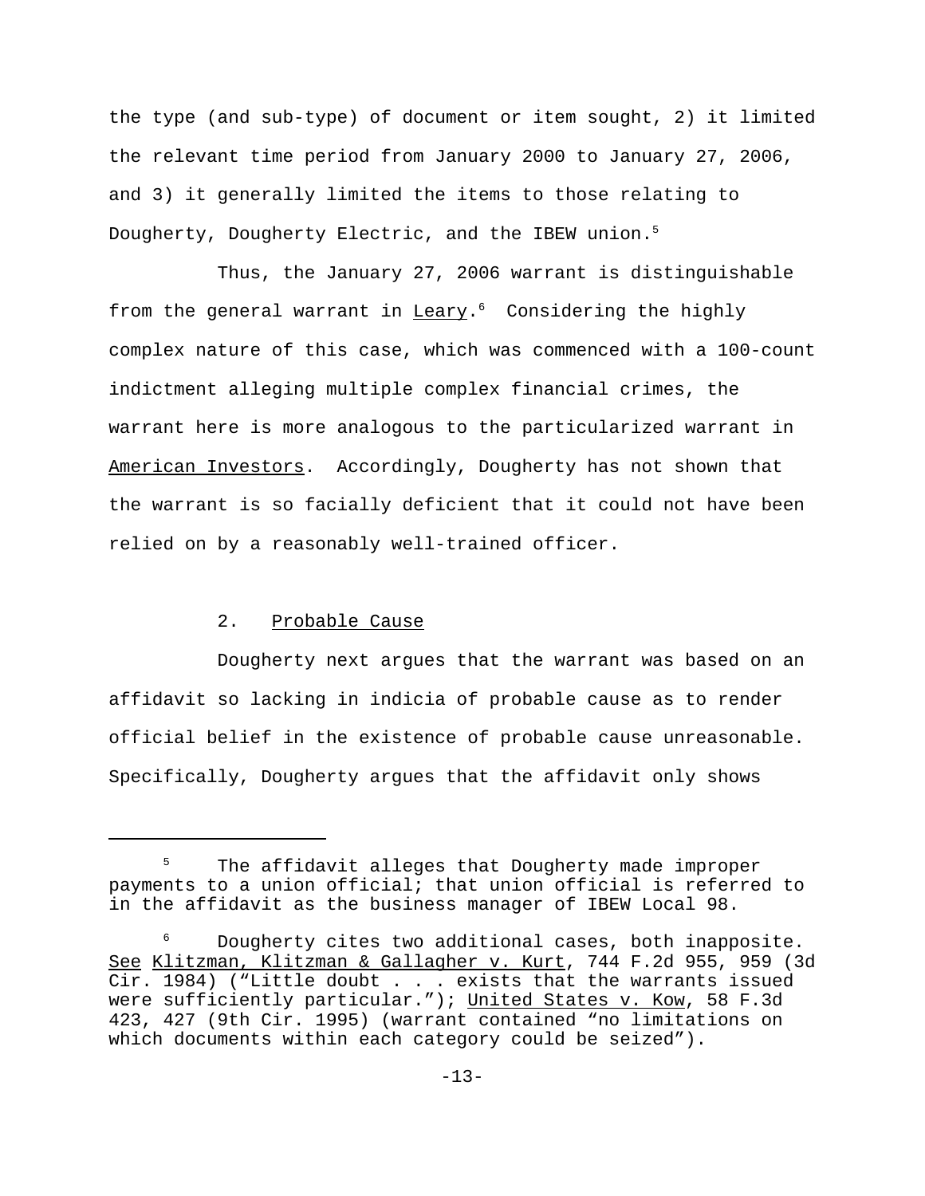the type (and sub-type) of document or item sought, 2) it limited the relevant time period from January 2000 to January 27, 2006, and 3) it generally limited the items to those relating to Dougherty, Dougherty Electric, and the IBEW union.[5]

Thus, the January 27, 2006 warrant is distinguishable from the general warrant in Leary.[6] Considering the highly complex nature of this case, which was commenced with a 100-count indictment alleging multiple complex financial crimes, the warrant here is more analogous to the particularized warrant in American Investors. Accordingly, Dougherty has not shown that the warrant is so facially deficient that it could not have been relied on by a reasonably well-trained officer.

### 2. Probable Cause

Dougherty next argues that the warrant was based on an affidavit so lacking in indicia of probable cause as to render official belief in the existence of probable cause unreasonable. Specifically, Dougherty argues that the affidavit only shows

---

[5] The affidavit alleges that Dougherty made improper payments to a union official; that union official is referred to in the affidavit as the business manager of IBEW Local 98.

[6] Dougherty cites two additional cases, both inapposite. See Klitzman, Klitzman & Gallagher v. Kurt, 744 F.2d 955, 959 (3d Cir. 1984) ("Little doubt . . . exists that the warrants issued were sufficiently particular."); United States v. Kow, 58 F.3d 423, 427 (9th Cir. 1995) (warrant contained "no limitations on which documents within each category could be seized").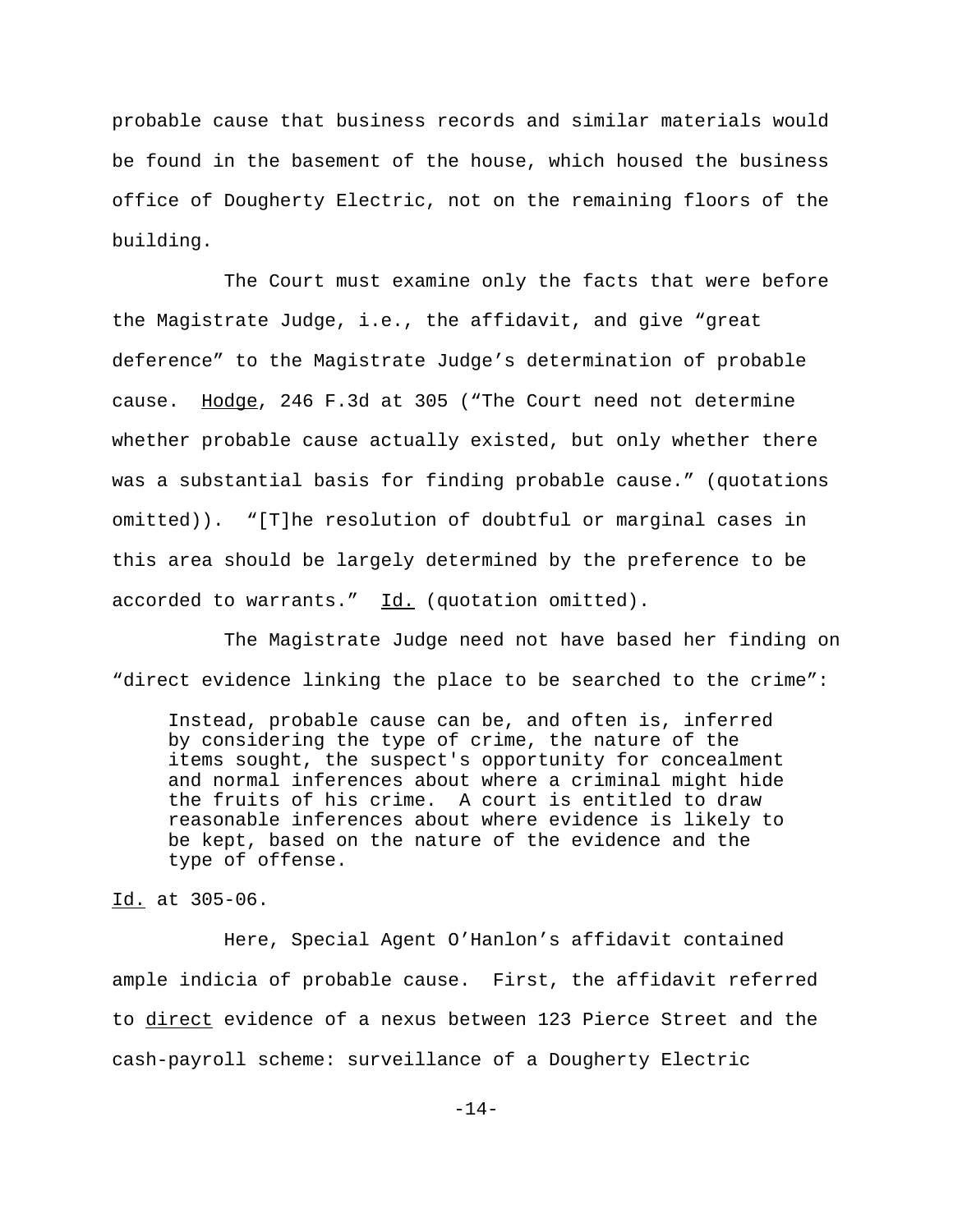probable cause that business records and similar materials would be found in the basement of the house, which housed the business office of Dougherty Electric, not on the remaining floors of the building.

The Court must examine only the facts that were before the Magistrate Judge, i.e., the affidavit, and give "great deference" to the Magistrate Judge's determination of probable cause. Hodge, 246 F.3d at 305 ("The Court need not determine whether probable cause actually existed, but only whether there was a substantial basis for finding probable cause." (quotations omitted)). "[T]he resolution of doubtful or marginal cases in this area should be largely determined by the preference to be accorded to warrants." Id. (quotation omitted).

The Magistrate Judge need not have based her finding on "direct evidence linking the place to be searched to the crime":

> Instead, probable cause can be, and often is, inferred by considering the type of crime, the nature of the items sought, the suspect's opportunity for concealment and normal inferences about where a criminal might hide the fruits of his crime. A court is entitled to draw reasonable inferences about where evidence is likely to be kept, based on the nature of the evidence and the type of offense.

Id. at 305-06.

Here, Special Agent O'Hanlon's affidavit contained ample indicia of probable cause. First, the affidavit referred to direct evidence of a nexus between 123 Pierce Street and the cash-payroll scheme: surveillance of a Dougherty Electric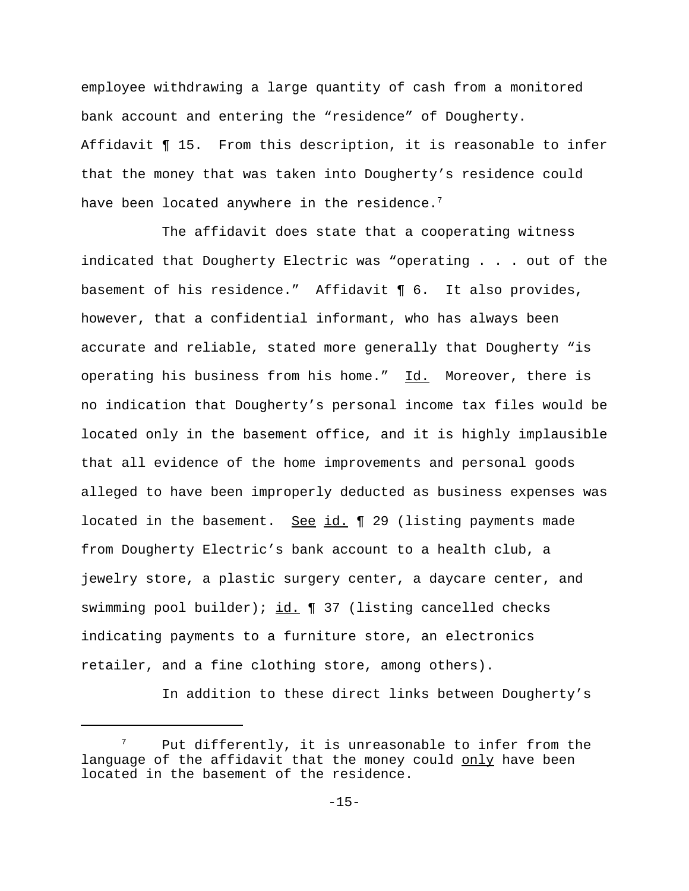employee withdrawing a large quantity of cash from a monitored bank account and entering the "residence" of Dougherty. Affidavit ¶ 15. From this description, it is reasonable to infer that the money that was taken into Dougherty's residence could have been located anywhere in the residence.[7]

The affidavit does state that a cooperating witness indicated that Dougherty Electric was "operating . . . out of the basement of his residence." Affidavit ¶ 6. It also provides, however, that a confidential informant, who has always been accurate and reliable, stated more generally that Dougherty "is operating his business from his home." Id. Moreover, there is no indication that Dougherty's personal income tax files would be located only in the basement office, and it is highly implausible that all evidence of the home improvements and personal goods alleged to have been improperly deducted as business expenses was located in the basement. See id. ¶ 29 (listing payments made from Dougherty Electric's bank account to a health club, a jewelry store, a plastic surgery center, a daycare center, and swimming pool builder); id. ¶ 37 (listing cancelled checks indicating payments to a furniture store, an electronics retailer, and a fine clothing store, among others).

In addition to these direct links between Dougherty's

---

[7] Put differently, it is unreasonable to infer from the language of the affidavit that the money could only have been located in the basement of the residence.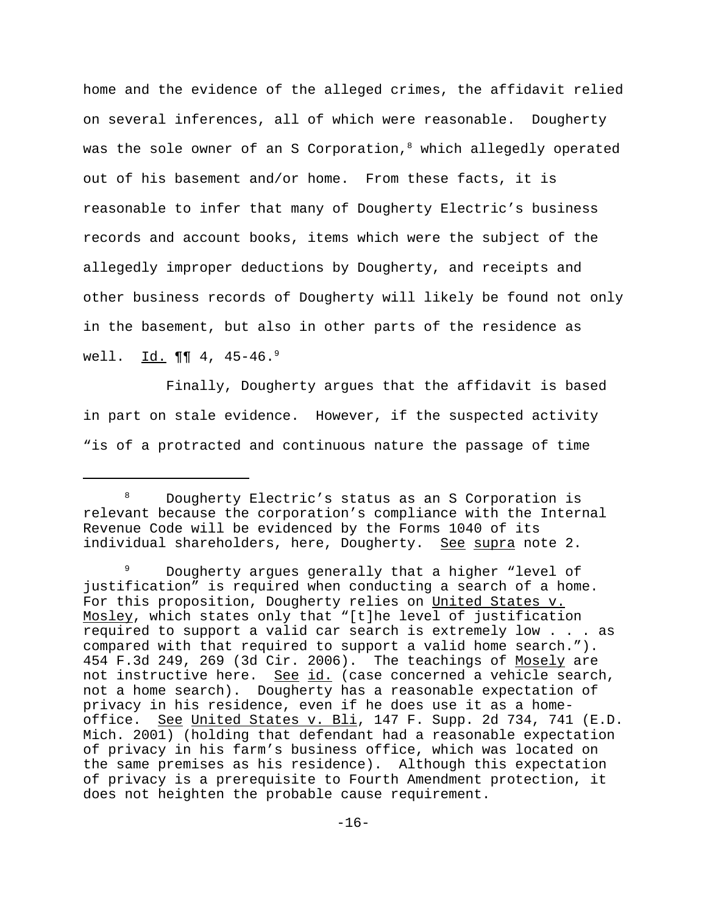home and the evidence of the alleged crimes, the affidavit relied on several inferences, all of which were reasonable. Dougherty was the sole owner of an S Corporation,[8] which allegedly operated out of his basement and/or home. From these facts, it is reasonable to infer that many of Dougherty Electric's business records and account books, items which were the subject of the allegedly improper deductions by Dougherty, and receipts and other business records of Dougherty will likely be found not only in the basement, but also in other parts of the residence as well. Id. ¶¶ 4, 45-46.[9]

Finally, Dougherty argues that the affidavit is based in part on stale evidence. However, if the suspected activity "is of a protracted and continuous nature the passage of time

---

[8] Dougherty Electric's status as an S Corporation is relevant because the corporation's compliance with the Internal Revenue Code will be evidenced by the Forms 1040 of its individual shareholders, here, Dougherty. See supra note 2.

[9] Dougherty argues generally that a higher "level of justification" is required when conducting a search of a home. For this proposition, Dougherty relies on United States v. Mosley, which states only that "[t]he level of justification required to support a valid car search is extremely low . . . as compared with that required to support a valid home search."). 454 F.3d 249, 269 (3d Cir. 2006). The teachings of Mosely are not instructive here. See id. (case concerned a vehicle search, not a home search). Dougherty has a reasonable expectation of privacy in his residence, even if he does use it as a home-office. See United States v. Bli, 147 F. Supp. 2d 734, 741 (E.D. Mich. 2001) (holding that defendant had a reasonable expectation of privacy in his farm's business office, which was located on the same premises as his residence). Although this expectation of privacy is a prerequisite to Fourth Amendment protection, it does not heighten the probable cause requirement.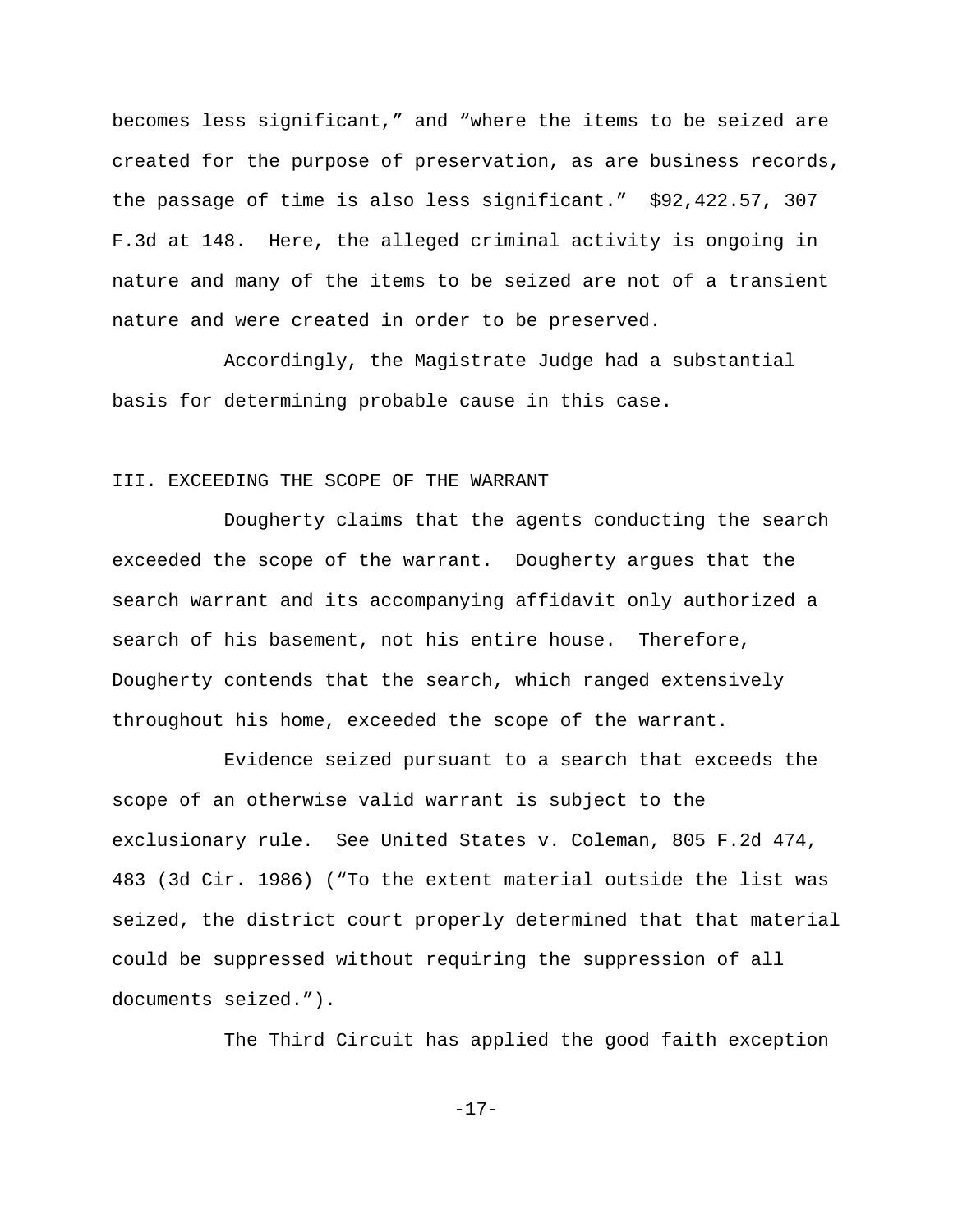becomes less significant," and "where the items to be seized are created for the purpose of preservation, as are business records, the passage of time is also less significant." $92,422.57, 307 F.3d at 148. Here, the alleged criminal activity is ongoing in nature and many of the items to be seized are not of a transient nature and were created in order to be preserved.

Accordingly, the Magistrate Judge had a substantial basis for determining probable cause in this case.

## III. EXCEEDING THE SCOPE OF THE WARRANT

Dougherty claims that the agents conducting the search exceeded the scope of the warrant. Dougherty argues that the search warrant and its accompanying affidavit only authorized a search of his basement, not his entire house. Therefore, Dougherty contends that the search, which ranged extensively throughout his home, exceeded the scope of the warrant.

Evidence seized pursuant to a search that exceeds the scope of an otherwise valid warrant is subject to the exclusionary rule. See United States v. Coleman, 805 F.2d 474, 483 (3d Cir. 1986) ("To the extent material outside the list was seized, the district court properly determined that that material could be suppressed without requiring the suppression of all documents seized.").

The Third Circuit has applied the good faith exception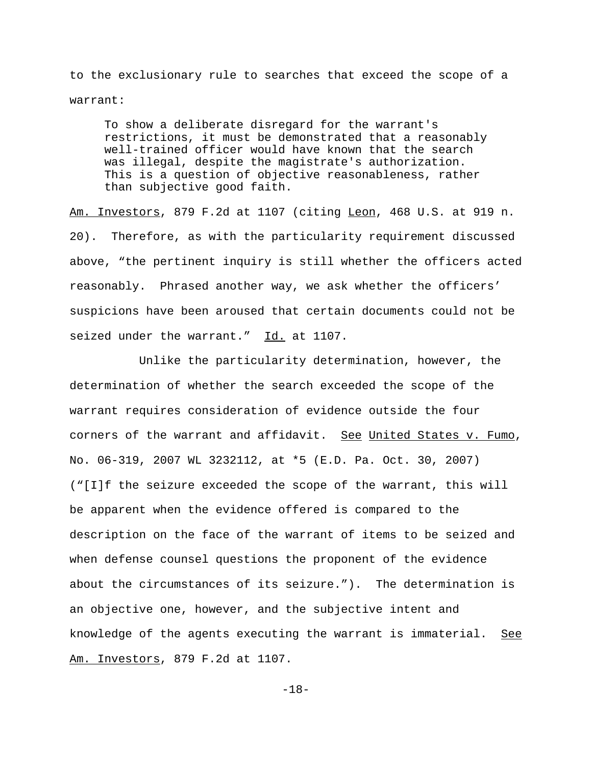to the exclusionary rule to searches that exceed the scope of a warrant:

> To show a deliberate disregard for the warrant's restrictions, it must be demonstrated that a reasonably well-trained officer would have known that the search was illegal, despite the magistrate's authorization. This is a question of objective reasonableness, rather than subjective good faith.

Am. Investors, 879 F.2d at 1107 (citing Leon, 468 U.S. at 919 n. 20). Therefore, as with the particularity requirement discussed above, "the pertinent inquiry is still whether the officers acted reasonably. Phrased another way, we ask whether the officers' suspicions have been aroused that certain documents could not be seized under the warrant." Id. at 1107.

Unlike the particularity determination, however, the determination of whether the search exceeded the scope of the warrant requires consideration of evidence outside the four corners of the warrant and affidavit. See United States v. Fumo, No. 06-319, 2007 WL 3232112, at *5 (E.D. Pa. Oct. 30, 2007) ("[I]f the seizure exceeded the scope of the warrant, this will be apparent when the evidence offered is compared to the description on the face of the warrant of items to be seized and when defense counsel questions the proponent of the evidence about the circumstances of its seizure."). The determination is an objective one, however, and the subjective intent and knowledge of the agents executing the warrant is immaterial. See Am. Investors, 879 F.2d at 1107.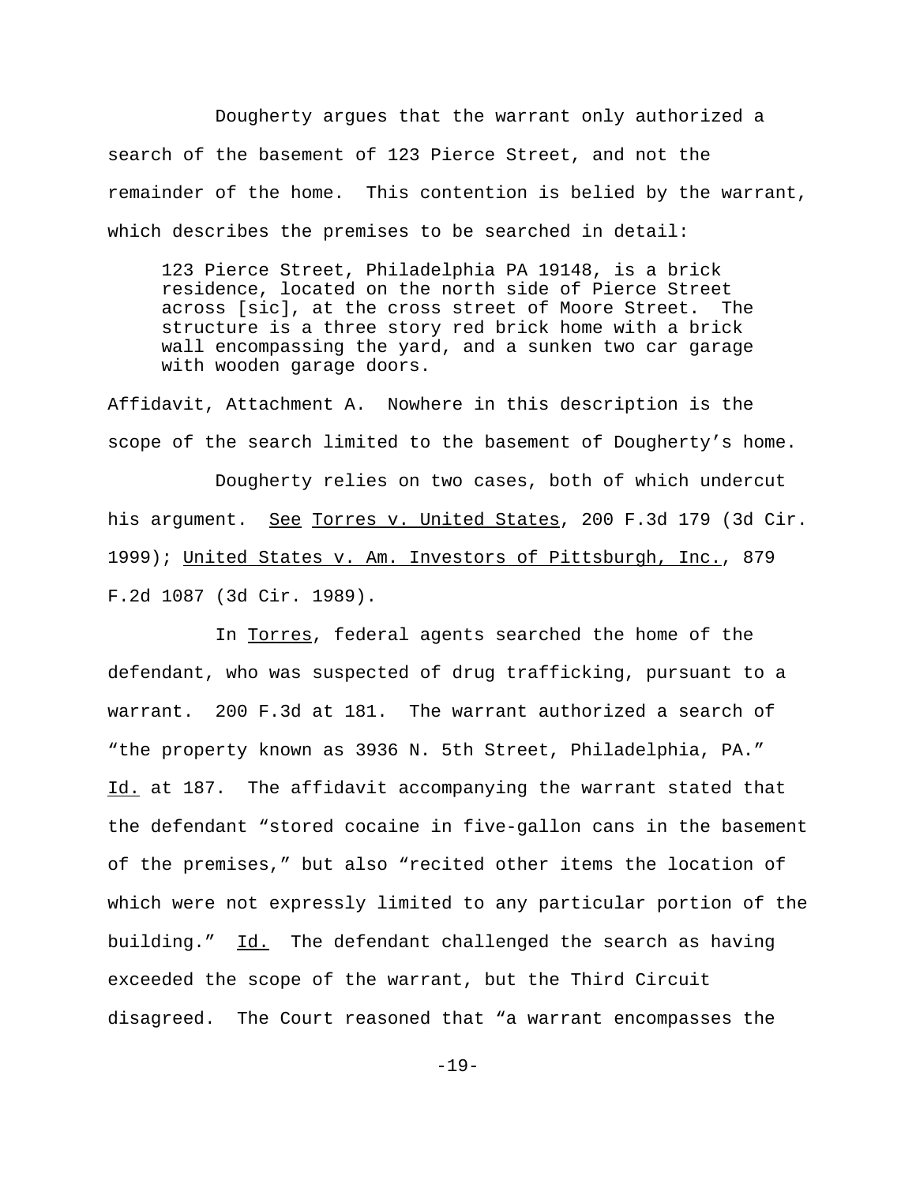Dougherty argues that the warrant only authorized a search of the basement of 123 Pierce Street, and not the remainder of the home. This contention is belied by the warrant, which describes the premises to be searched in detail:

> 123 Pierce Street, Philadelphia PA 19148, is a brick residence, located on the north side of Pierce Street across [sic], at the cross street of Moore Street. The structure is a three story red brick home with a brick wall encompassing the yard, and a sunken two car garage with wooden garage doors.

Affidavit, Attachment A. Nowhere in this description is the scope of the search limited to the basement of Dougherty's home.

Dougherty relies on two cases, both of which undercut his argument. See Torres v. United States, 200 F.3d 179 (3d Cir. 1999); United States v. Am. Investors of Pittsburgh, Inc., 879 F.2d 1087 (3d Cir. 1989).

In Torres, federal agents searched the home of the defendant, who was suspected of drug trafficking, pursuant to a warrant. 200 F.3d at 181. The warrant authorized a search of "the property known as 3936 N. 5th Street, Philadelphia, PA." Id. at 187. The affidavit accompanying the warrant stated that the defendant "stored cocaine in five-gallon cans in the basement of the premises," but also "recited other items the location of which were not expressly limited to any particular portion of the building." Id. The defendant challenged the search as having exceeded the scope of the warrant, but the Third Circuit disagreed. The Court reasoned that "a warrant encompasses the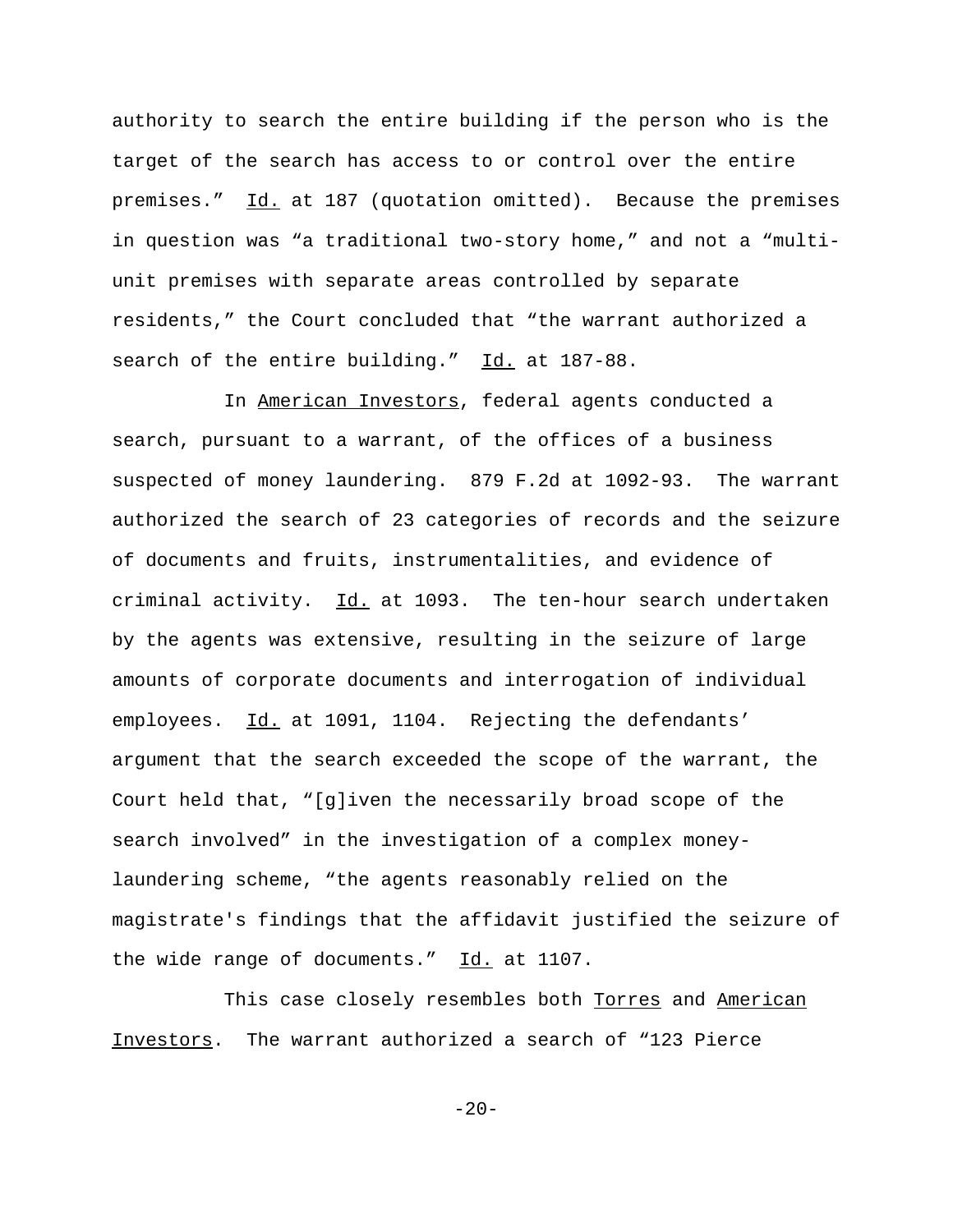authority to search the entire building if the person who is the target of the search has access to or control over the entire premises." Id. at 187 (quotation omitted). Because the premises in question was "a traditional two-story home," and not a "multi-unit premises with separate areas controlled by separate residents," the Court concluded that "the warrant authorized a search of the entire building." Id. at 187-88.

In American Investors, federal agents conducted a search, pursuant to a warrant, of the offices of a business suspected of money laundering. 879 F.2d at 1092-93. The warrant authorized the search of 23 categories of records and the seizure of documents and fruits, instrumentalities, and evidence of criminal activity. Id. at 1093. The ten-hour search undertaken by the agents was extensive, resulting in the seizure of large amounts of corporate documents and interrogation of individual employees. Id. at 1091, 1104. Rejecting the defendants' argument that the search exceeded the scope of the warrant, the Court held that, "[g]iven the necessarily broad scope of the search involved" in the investigation of a complex money-laundering scheme, "the agents reasonably relied on the magistrate's findings that the affidavit justified the seizure of the wide range of documents." Id. at 1107.

This case closely resembles both Torres and American Investors. The warrant authorized a search of "123 Pierce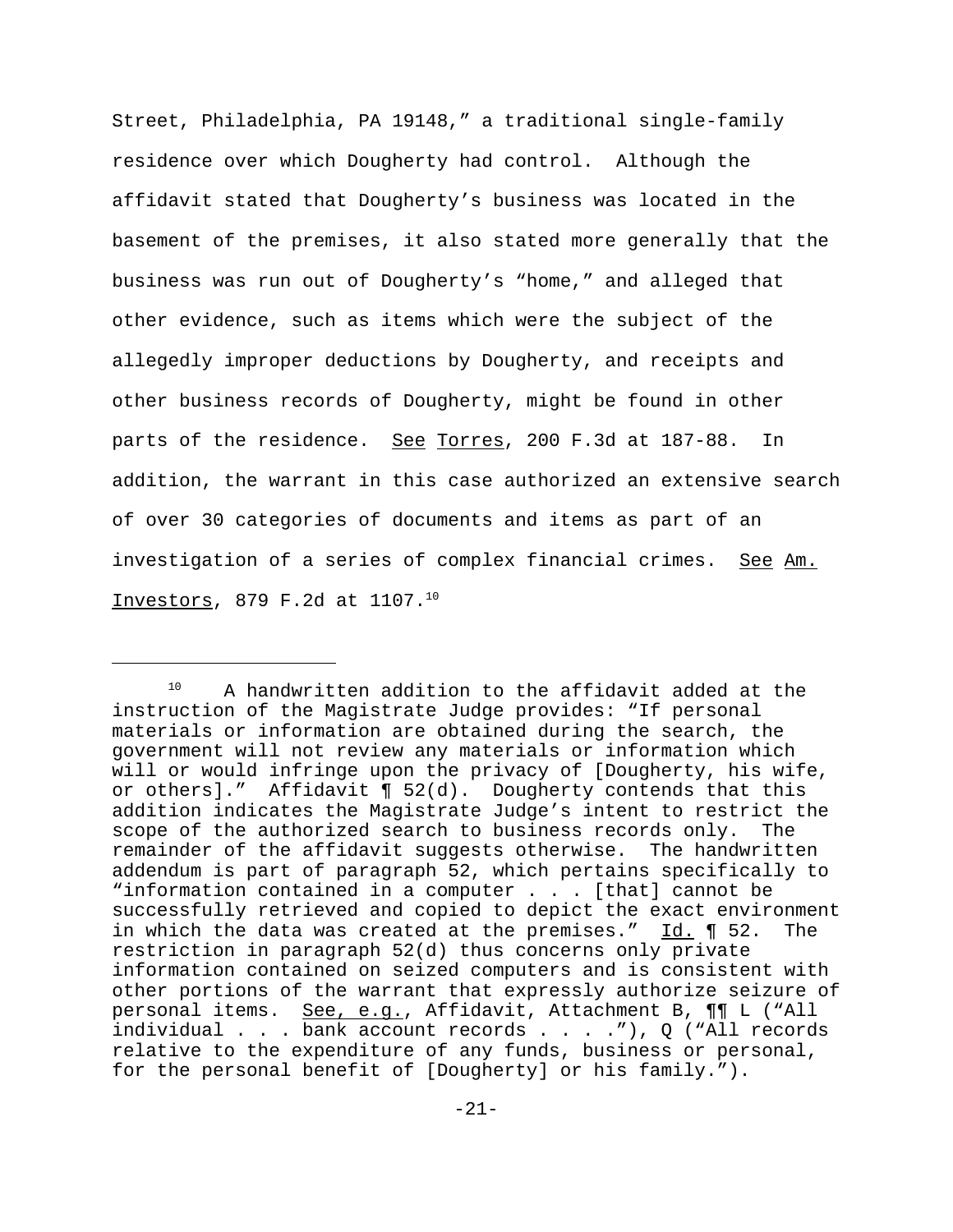Street, Philadelphia, PA 19148," a traditional single-family residence over which Dougherty had control. Although the affidavit stated that Dougherty's business was located in the basement of the premises, it also stated more generally that the business was run out of Dougherty's "home," and alleged that other evidence, such as items which were the subject of the allegedly improper deductions by Dougherty, and receipts and other business records of Dougherty, might be found in other parts of the residence. See Torres, 200 F.3d at 187-88. In addition, the warrant in this case authorized an extensive search of over 30 categories of documents and items as part of an investigation of a series of complex financial crimes. See Am. Investors, 879 F.2d at 1107.[10]

[10] A handwritten addition to the affidavit added at the instruction of the Magistrate Judge provides: "If personal materials or information are obtained during the search, the government will not review any materials or information which will or would infringe upon the privacy of [Dougherty, his wife, or others]." Affidavit ¶ 52(d). Dougherty contends that this addition indicates the Magistrate Judge's intent to restrict the scope of the authorized search to business records only. The remainder of the affidavit suggests otherwise. The handwritten addendum is part of paragraph 52, which pertains specifically to "information contained in a computer . . . [that] cannot be successfully retrieved and copied to depict the exact environment in which the data was created at the premises." Id. ¶ 52. The restriction in paragraph 52(d) thus concerns only private information contained on seized computers and is consistent with other portions of the warrant that expressly authorize seizure of personal items. See, e.g., Affidavit, Attachment B, ¶¶ L ("All individual . . . bank account records . . . ."), Q ("All records relative to the expenditure of any funds, business or personal, for the personal benefit of [Dougherty] or his family.").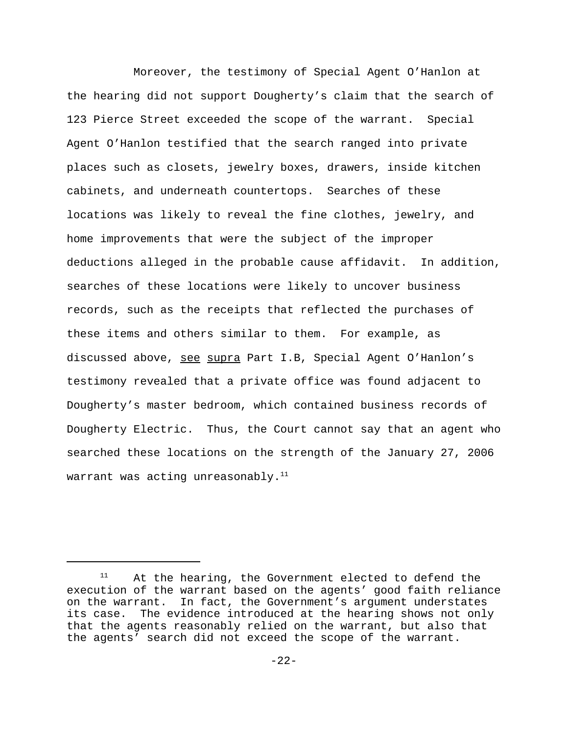Moreover, the testimony of Special Agent O'Hanlon at the hearing did not support Dougherty's claim that the search of 123 Pierce Street exceeded the scope of the warrant. Special Agent O'Hanlon testified that the search ranged into private places such as closets, jewelry boxes, drawers, inside kitchen cabinets, and underneath countertops. Searches of these locations was likely to reveal the fine clothes, jewelry, and home improvements that were the subject of the improper deductions alleged in the probable cause affidavit. In addition, searches of these locations were likely to uncover business records, such as the receipts that reflected the purchases of these items and others similar to them. For example, as discussed above, see supra Part I.B, Special Agent O'Hanlon's testimony revealed that a private office was found adjacent to Dougherty's master bedroom, which contained business records of Dougherty Electric. Thus, the Court cannot say that an agent who searched these locations on the strength of the January 27, 2006 warrant was acting unreasonably.[11]

---

[11] At the hearing, the Government elected to defend the execution of the warrant based on the agents' good faith reliance on the warrant. In fact, the Government's argument understates its case. The evidence introduced at the hearing shows not only that the agents reasonably relied on the warrant, but also that the agents' search did not exceed the scope of the warrant.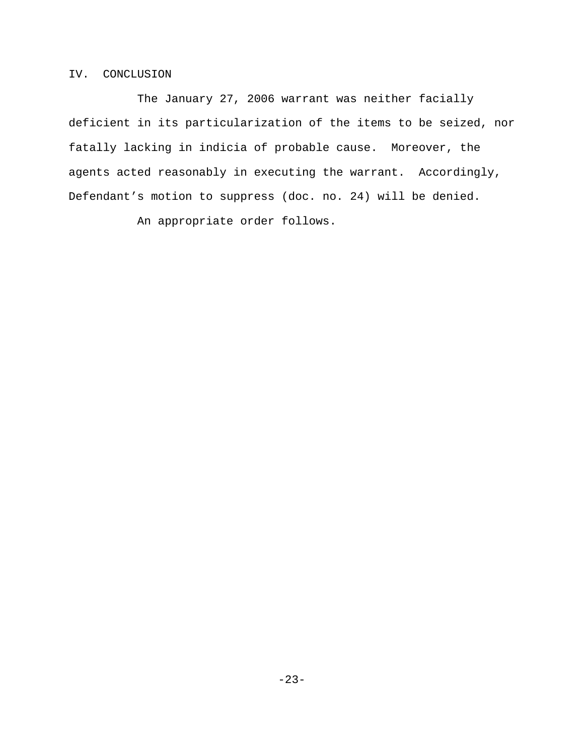## IV. CONCLUSION

The January 27, 2006 warrant was neither facially deficient in its particularization of the items to be seized, nor fatally lacking in indicia of probable cause. Moreover, the agents acted reasonably in executing the warrant. Accordingly, Defendant’s motion to suppress (doc. no. 24) will be denied.

An appropriate order follows.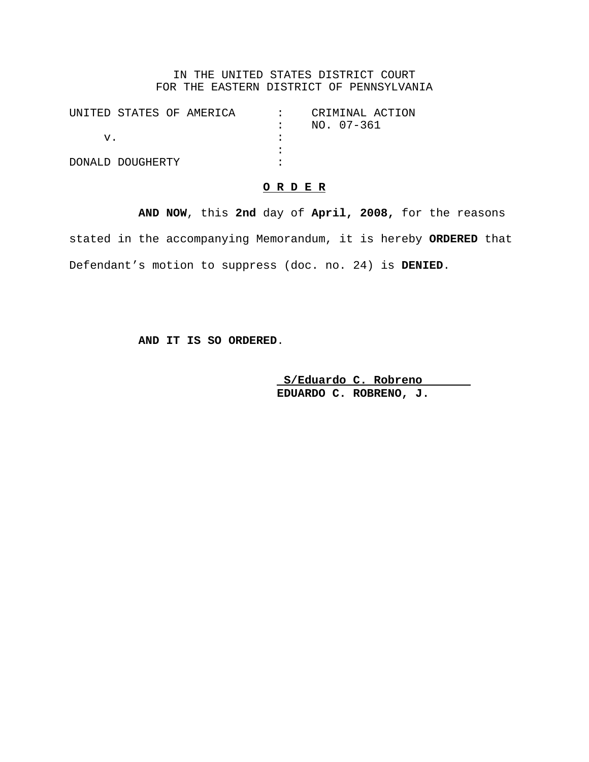IN THE UNITED STATES DISTRICT COURT
FOR THE EASTERN DISTRICT OF PENNSYLVANIA

| | | |
|---|---|---|
| UNITED STATES OF AMERICA | : | CRIMINAL ACTION |
| | : | NO. 07-361 |
| v. | : | |
| | : | |
| DONALD DOUGHERTY | : | |

**O R D E R**

**AND NOW**, this **2nd** day of **April, 2008,** for the reasons stated in the accompanying Memorandum, it is hereby **ORDERED** that Defendant's motion to suppress (doc. no. 24) is **DENIED**.

**AND IT IS SO ORDERED**.

**S/Eduardo C. Robreno**
**EDUARDO C. ROBRENO, J.**